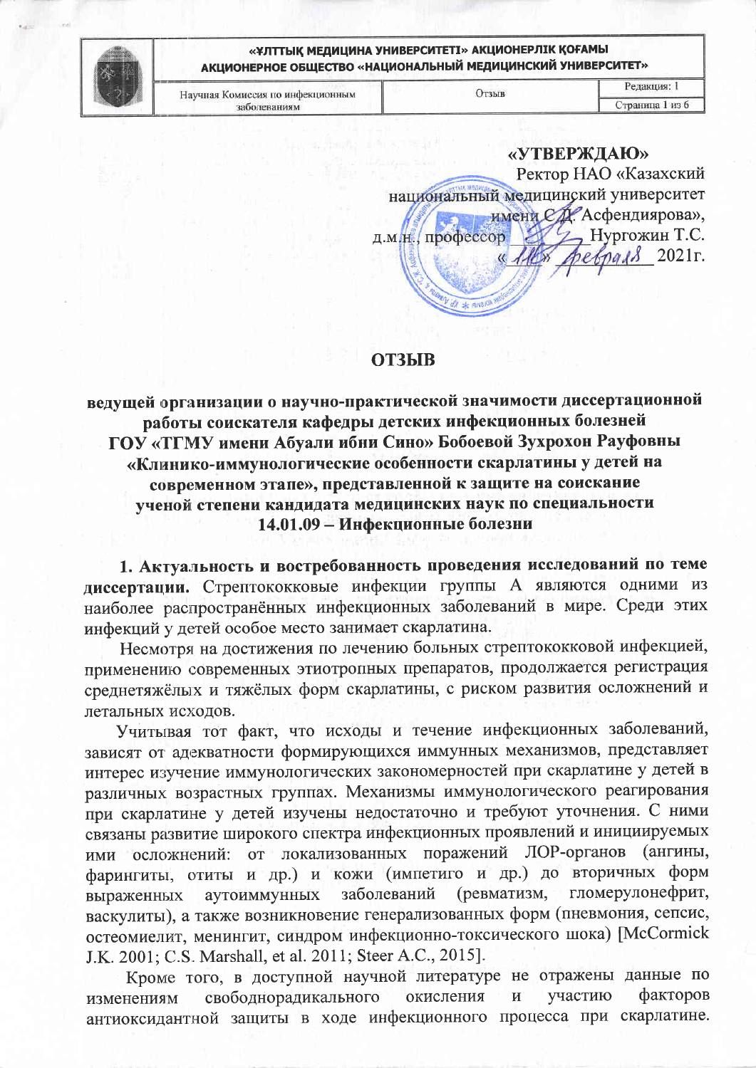«УТВЕРЖДАЮ»
Ректор НАО «Казахский национальный медицинский университет имени С.Д. Асфендиярова»,
д.м.н., профессор Нургожин Т.С.
« 11 » февраля 2021г.

# ОТЗЫВ

**ведущей организации о научно-практической значимости диссертационной работы соискателя кафедры детских инфекционных болезней ГОУ «ТГМУ имени Абуали ибни Сино» Бобоевой Зухрохон Рауфовны «Клинико-иммунологические особенности скарлатины у детей на современном этапе», представленной к защите на соискание ученой степени кандидата медицинских наук по специальности 14.01.09 – Инфекционные болезни**

**1. Актуальность и востребованность проведения исследований по теме диссертации.** Стрептококковые инфекции группы А являются одними из наиболее распространённых инфекционных заболеваний в мире. Среди этих инфекций у детей особое место занимает скарлатина.

Несмотря на достижения по лечению больных стрептококковой инфекцией, применению современных этиотропных препаратов, продолжается регистрация среднетяжёлых и тяжёлых форм скарлатины, с риском развития осложнений и летальных исходов.

Учитывая тот факт, что исходы и течение инфекционных заболеваний, зависят от адекватности формирующихся иммунных механизмов, представляет интерес изучение иммунологических закономерностей при скарлатине у детей в различных возрастных группах. Механизмы иммунологического реагирования при скарлатине у детей изучены недостаточно и требуют уточнения. С ними связаны развитие широкого спектра инфекционных проявлений и инициируемых ими осложнений: от локализованных поражений ЛОР-органов (ангины, фарингиты, отиты и др.) и кожи (импетиго и др.) до вторичных форм выраженных аутоиммунных заболеваний (ревматизм, гломерулонефрит, васкулиты), а также возникновение генерализованных форм (пневмония, сепсис, остеомиелит, менингит, синдром инфекционно-токсического шока) [McCormick J.K. 2001; C.S. Marshall, et al. 2011; Steer A.C., 2015].

Кроме того, в доступной научной литературе не отражены данные по изменениям свободнорадикального окисления и участию факторов антиоксидантной защиты в ходе инфекционного процесса при скарлатине.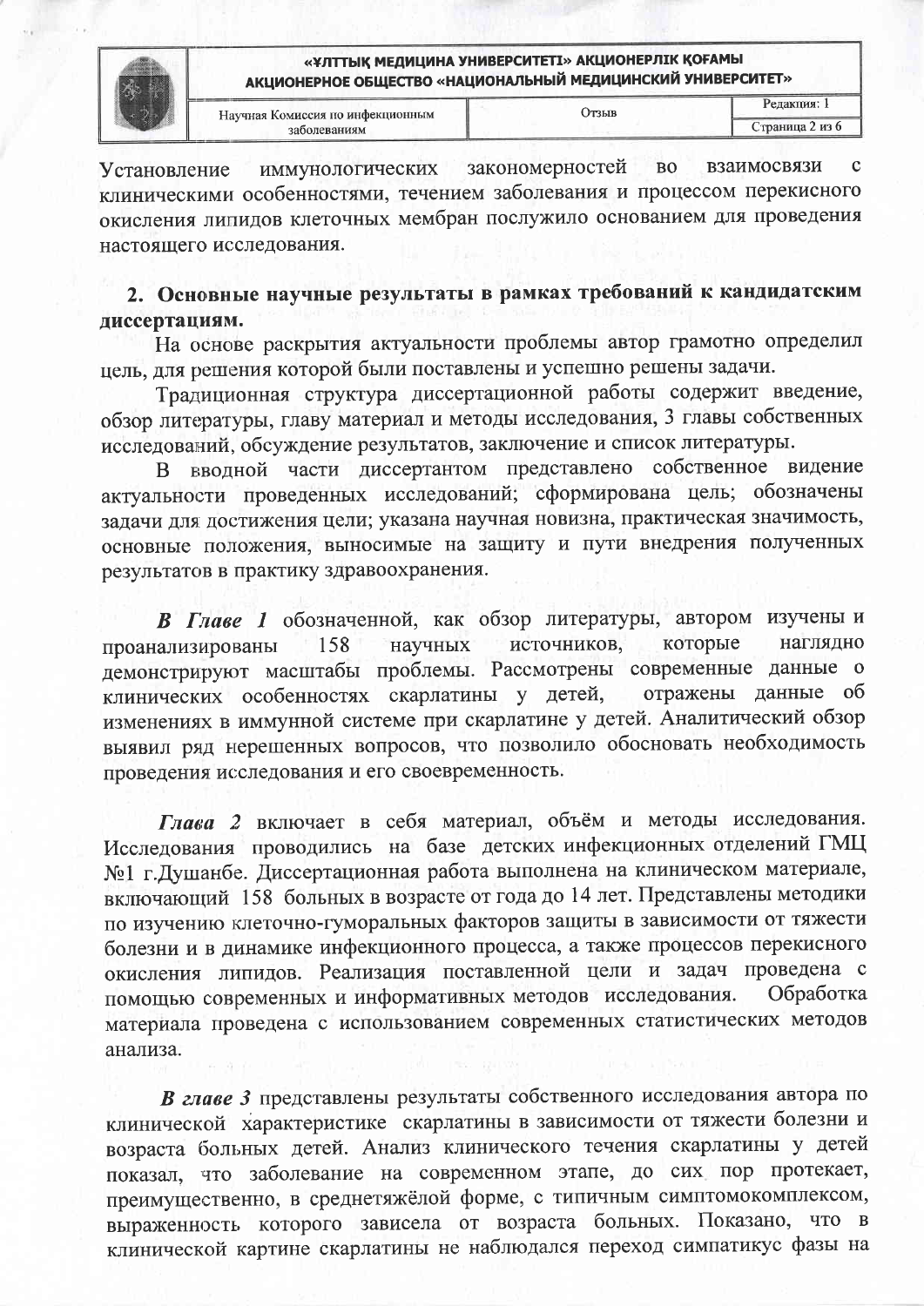Установление иммунологических закономерностей во взаимосвязи с клиническими особенностями, течением заболевания и процессом перекисного окисления липидов клеточных мембран послужило основанием для проведения настоящего исследования.

## 2. Основные научные результаты в рамках требований к кандидатским диссертациям.

На основе раскрытия актуальности проблемы автор грамотно определил цель, для решения которой были поставлены и успешно решены задачи.

Традиционная структура диссертационной работы содержит введение, обзор литературы, главу материал и методы исследования, 3 главы собственных исследований, обсуждение результатов, заключение и список литературы.

В вводной части диссертантом представлено собственное видение актуальности проведенных исследований; сформирована цель; обозначены задачи для достижения цели; указана научная новизна, практическая значимость, основные положения, выносимые на защиту и пути внедрения полученных результатов в практику здравоохранения.

***В Главе 1*** обозначенной, как обзор литературы, автором изучены и проанализированы 158 научных источников, которые наглядно демонстрируют масштабы проблемы. Рассмотрены современные данные о клинических особенностях скарлатины у детей, отражены данные об изменениях в иммунной системе при скарлатине у детей. Аналитический обзор выявил ряд нерешенных вопросов, что позволило обосновать необходимость проведения исследования и его своевременность.

***Глава 2*** включает в себя материал, объём и методы исследования. Исследования проводились на базе детских инфекционных отделений ГМЦ №1 г.Душанбе. Диссертационная работа выполнена на клиническом материале, включающий 158 больных в возрасте от года до 14 лет. Представлены методики по изучению клеточно-гуморальных факторов защиты в зависимости от тяжести болезни и в динамике инфекционного процесса, а также процессов перекисного окисления липидов. Реализация поставленной цели и задач проведена с помощью современных и информативных методов исследования. Обработка материала проведена с использованием современных статистических методов анализа.

***В главе 3*** представлены результаты собственного исследования автора по клинической характеристике скарлатины в зависимости от тяжести болезни и возраста больных детей. Анализ клинического течения скарлатины у детей показал, что заболевание на современном этапе, до сих пор протекает, преимущественно, в среднетяжёлой форме, с типичным симптомокомплексом, выраженность которого зависела от возраста больных. Показано, что в клинической картине скарлатины не наблюдался переход симпатикус фазы на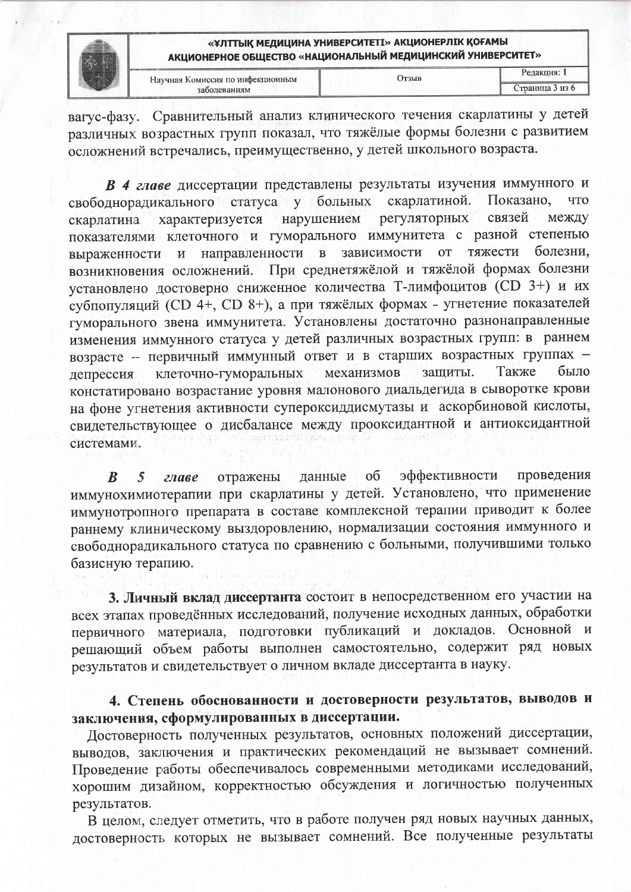вагус-фазу. Сравнительный анализ клинического течения скарлатины у детей различных возрастных групп показал, что тяжёлые формы болезни с развитием осложнений встречались, преимущественно, у детей школьного возраста.

***В 4 главе*** диссертации представлены результаты изучения иммунного и свободнорадикального статуса у больных скарлатиной. Показано, что скарлатина характеризуется нарушением регуляторных связей между показателями клеточного и гуморального иммунитета с разной степенью выраженности и направленности в зависимости от тяжести болезни, возникновения осложнений. При среднетяжёлой и тяжёлой формах болезни установлено достоверно сниженное количества Т-лимфоцитов (CD 3+) и их субпопуляций (CD 4+, CD 8+), а при тяжёлых формах - угнетение показателей гуморального звена иммунитета. Установлены достаточно разнонаправленные изменения иммунного статуса у детей различных возрастных групп: в раннем возрасте – первичный иммунный ответ и в старших возрастных группах – депрессия клеточно-гуморальных механизмов защиты. Также было констатировано возрастание уровня малонового диальдегида в сыворотке крови на фоне угнетения активности супероксиддисмутазы и аскорбиновой кислоты, свидетельствующее о дисбалансе между прооксидантной и антиоксидантной системами.

***В 5 главе*** отражены данные об эффективности проведения иммунохимиотерапии при скарлатины у детей. Установлено, что применение иммунотропного препарата в составе комплексной терапии приводит к более раннему клиническому выздоровлению, нормализации состояния иммунного и свободнорадикального статуса по сравнению с больными, получившими только базисную терапию.

**3. Личный вклад диссертанта** состоит в непосредственном его участии на всех этапах проведённых исследований, получение исходных данных, обработки первичного материала, подготовки публикаций и докладов. Основной и решающий объем работы выполнен самостоятельно, содержит ряд новых результатов и свидетельствует о личном вкладе диссертанта в науку.

**4. Степень обоснованности и достоверности результатов, выводов и заключения, сформулированных в диссертации.**

Достоверность полученных результатов, основных положений диссертации, выводов, заключения и практических рекомендаций не вызывает сомнений. Проведение работы обеспечивалось современными методиками исследований, хорошим дизайном, корректностью обсуждения и логичностью полученных результатов.

В целом, следует отметить, что в работе получен ряд новых научных данных, достоверность которых не вызывает сомнений. Все полученные результаты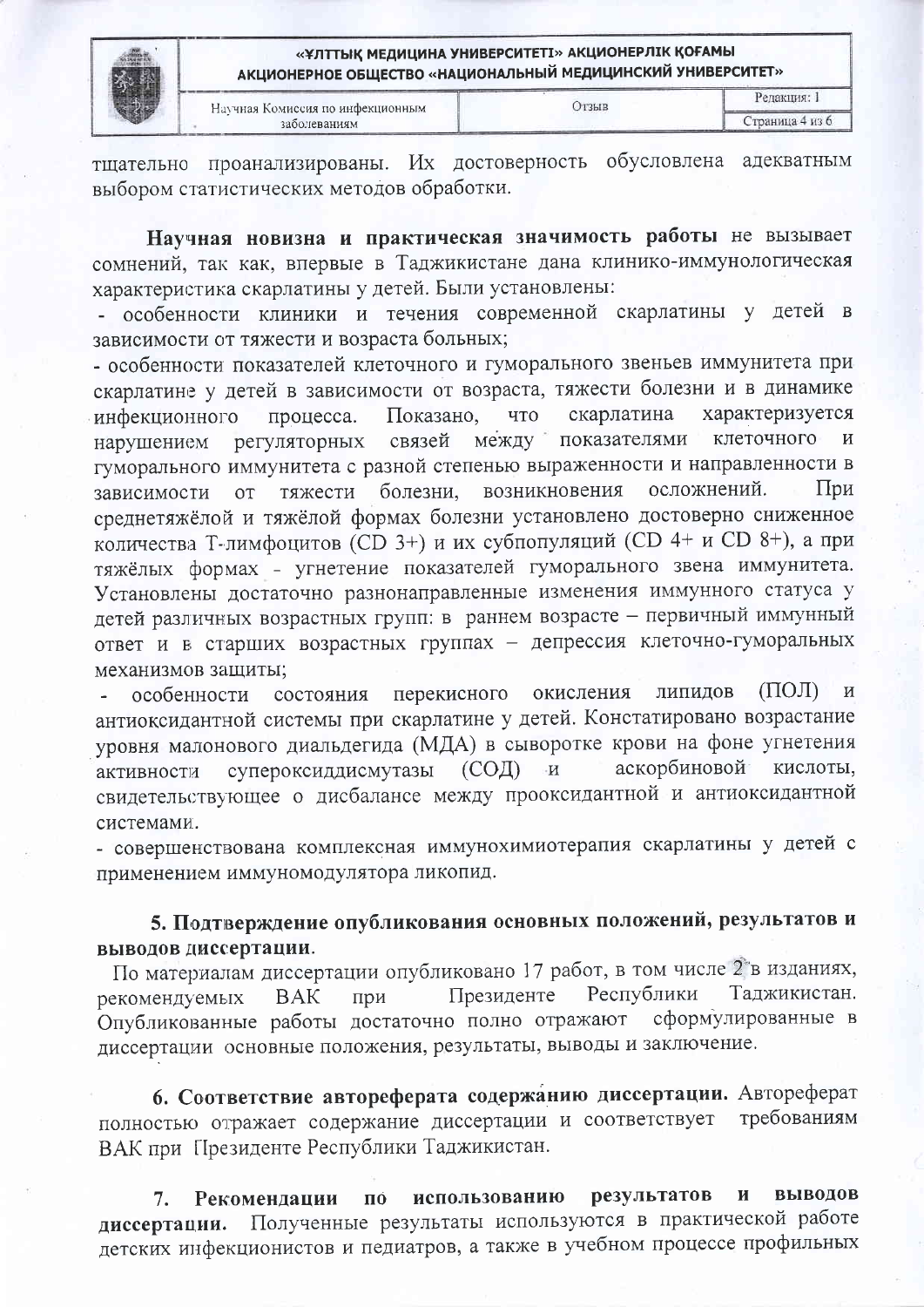тщательно проанализированы. Их достоверность обусловлена адекватным выбором статистических методов обработки.

**Научная новизна и практическая значимость работы** не вызывает сомнений, так как, впервые в Таджикистане дана клинико-иммунологическая характеристика скарлатины у детей. Были установлены:

- особенности клиники и течения современной скарлатины у детей в зависимости от тяжести и возраста больных;
- особенности показателей клеточного и гуморального звеньев иммунитета при скарлатине у детей в зависимости от возраста, тяжести болезни и в динамике инфекционного процесса. Показано, что скарлатина характеризуется нарушением регуляторных связей между показателями клеточного и гуморального иммунитета с разной степенью выраженности и направленности в зависимости от тяжести болезни, возникновения осложнений. При среднетяжёлой и тяжёлой формах болезни установлено достоверно сниженное количества Т-лимфоцитов (CD 3+) и их субпопуляций (CD 4+ и CD 8+), а при тяжёлых формах - угнетение показателей гуморального звена иммунитета. Установлены достаточно разнонаправленные изменения иммунного статуса у детей различных возрастных групп: в раннем возрасте – первичный иммунный ответ и в старших возрастных группах – депрессия клеточно-гуморальных механизмов защиты;
- особенности состояния перекисного окисления липидов (ПОЛ) и антиоксидантной системы при скарлатине у детей. Констатировано возрастание уровня малонового диальдегида (МДА) в сыворотке крови на фоне угнетения активности супероксиддисмутазы (СОД) и аскорбиновой кислоты, свидетельствующее о дисбалансе между прооксидантной и антиоксидантной системами.
- совершенствована комплексная иммунохимиотерапия скарлатины у детей с применением иммуномодулятора ликопид.

**5. Подтверждение опубликования основных положений, результатов и выводов диссертации.**

По материалам диссертации опубликовано 17 работ, в том числе 2 в изданиях, рекомендуемых ВАК при Президенте Республики Таджикистан. Опубликованные работы достаточно полно отражают сформулированные в диссертации основные положения, результаты, выводы и заключение.

**6. Соответствие автореферата содержанию диссертации.** Автореферат полностью отражает содержание диссертации и соответствует требованиям ВАК при Президенте Республики Таджикистан.

**7. Рекомендации по использованию результатов и выводов диссертации.** Полученные результаты используются в практической работе детских инфекционистов и педиатров, а также в учебном процессе профильных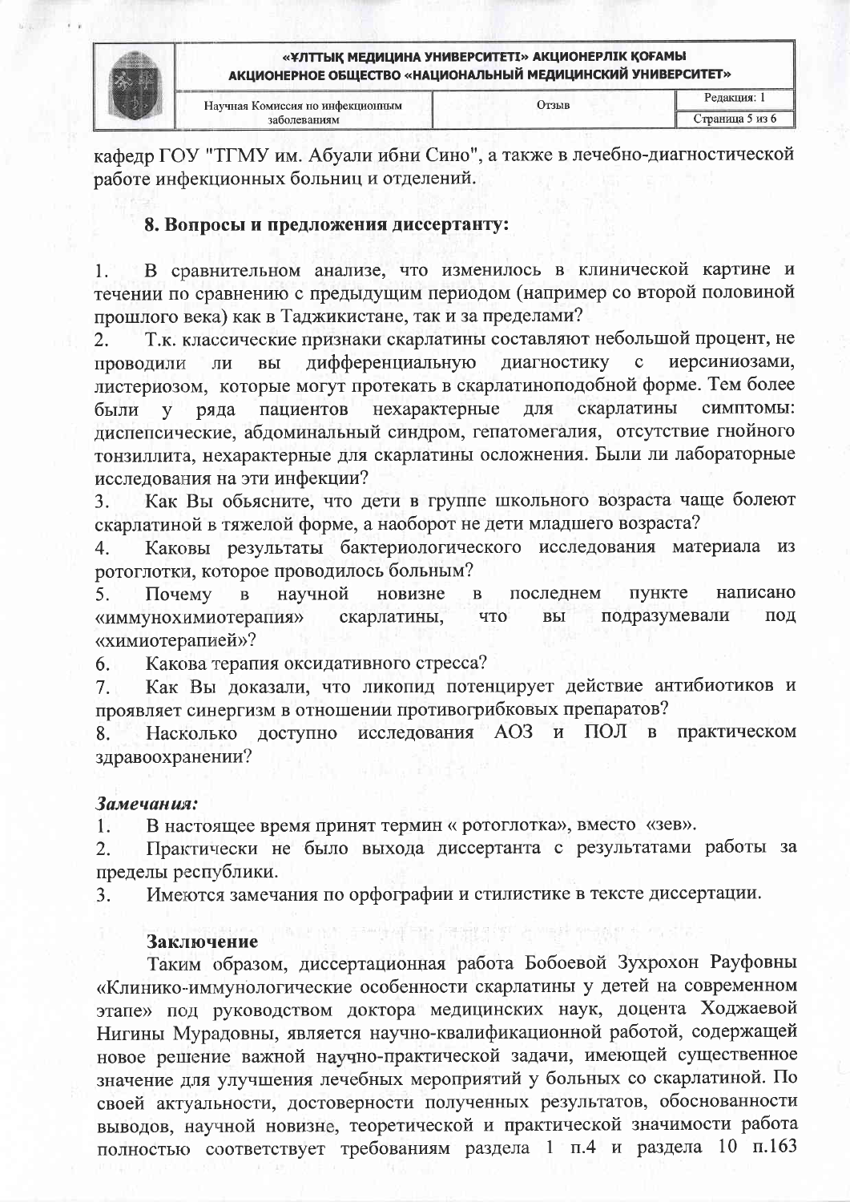кафедр ГОУ "ТГМУ им. Абуали ибни Сино", а также в лечебно-диагностической работе инфекционных больниц и отделений.

### 8. Вопросы и предложения диссертанту:

1. В сравнительном анализе, что изменилось в клинической картине и течении по сравнению с предыдущим периодом (например со второй половиной прошлого века) как в Таджикистане, так и за пределами?
2. Т.к. классические признаки скарлатины составляют небольшой процент, не проводили ли вы дифференциальную диагностику с иерсиниозами, листериозом, которые могут протекать в скарлатиноподобной форме. Тем более были у ряда пациентов нехарактерные для скарлатины симптомы: диспепсические, абдоминальный синдром, гепатомегалия, отсутствие гнойного тонзиллита, нехарактерные для скарлатины осложнения. Были ли лабораторные исследования на эти инфекции?
3. Как Вы обьясните, что дети в группе школьного возраста чаще болеют скарлатиной в тяжелой форме, а наоборот не дети младшего возраста?
4. Каковы результаты бактериологического исследования материала из ротоглотки, которое проводилось больным?
5. Почему в научной новизне в последнем пункте написано «иммунохимиотерапия» скарлатины, что вы подразумевали под «химиотерапией»?
6. Какова терапия оксидативного стресса?
7. Как Вы доказали, что ликопид потенцирует действие антибиотиков и проявляет синергизм в отношении противогрибковых препаратов?
8. Насколько доступно исследования АОЗ и ПОЛ в практическом здравоохранении?

***Замечания:***

1. В настоящее время принят термин « ротоглотка», вместо «зев».
2. Практически не было выхода диссертанта с результатами работы за пределы республики.
3. Имеются замечания по орфографии и стилистике в тексте диссертации.

### Заключение

Таким образом, диссертационная работа Бобоевой Зухрохон Рауфовны «Клинико-иммунологические особенности скарлатины у детей на современном этапе» под руководством доктора медицинских наук, доцента Ходжаевой Нигины Мурадовны, является научно-квалификационной работой, содержащей новое решение важной научно-практической задачи, имеющей существенное значение для улучшения лечебных мероприятий у больных со скарлатиной. По своей актуальности, достоверности полученных результатов, обоснованности выводов, научной новизне, теоретической и практической значимости работа полностью соответствует требованиям раздела 1 п.4 и раздела 10 п.163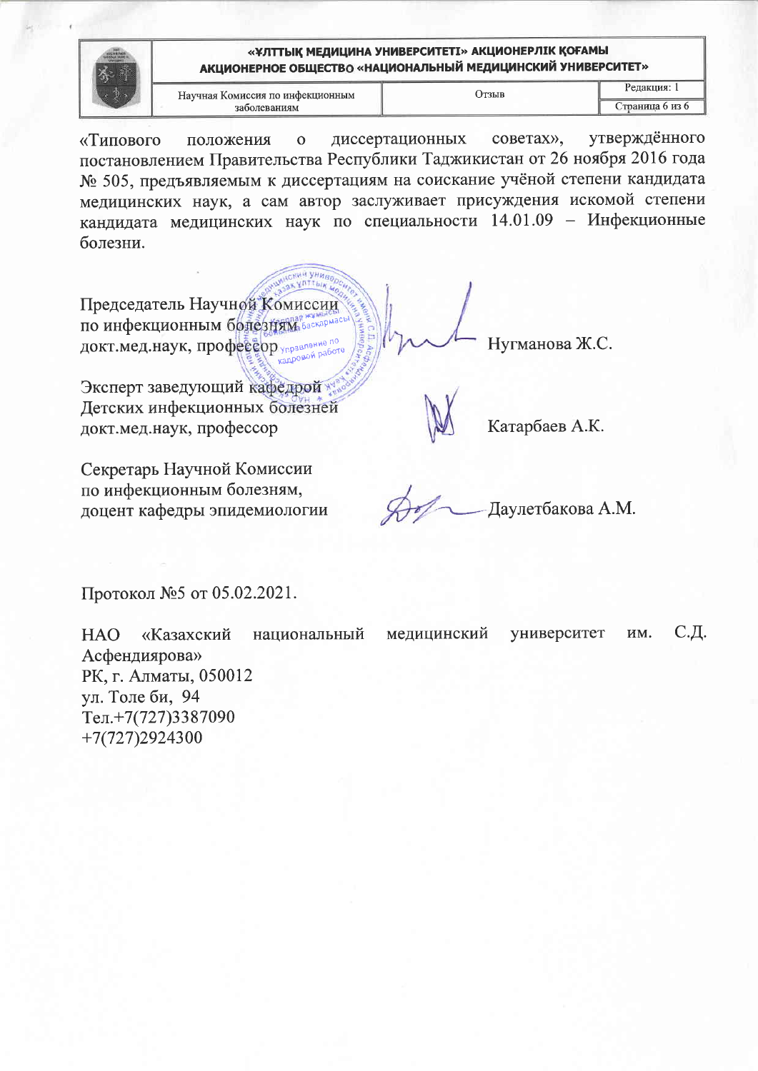«Типового положения о диссертационных советах», утверждённого постановлением Правительства Республики Таджикистан от 26 ноября 2016 года № 505, предъявляемым к диссертациям на соискание учёной степени кандидата медицинских наук, а сам автор заслуживает присуждения искомой степени кандидата медицинских наук по специальности 14.01.09 – Инфекционные болезни.

Председатель Научной Комиссии
по инфекционным болезням
докт.мед.наук, профессор Нугманова Ж.С.

Эксперт заведующий кафедрой
Детских инфекционных болезней
докт.мед.наук, профессор Катарбаев А.К.

Секретарь Научной Комиссии
по инфекционным болезням,
доцент кафедры эпидемиологии Даулетбакова А.М.

Протокол №5 от 05.02.2021.

НАО «Казахский национальный медицинский университет им. С.Д. Асфендиярова»
РК, г. Алматы, 050012
ул. Толе би, 94
Тел.+7(727)3387090
+7(727)2924300